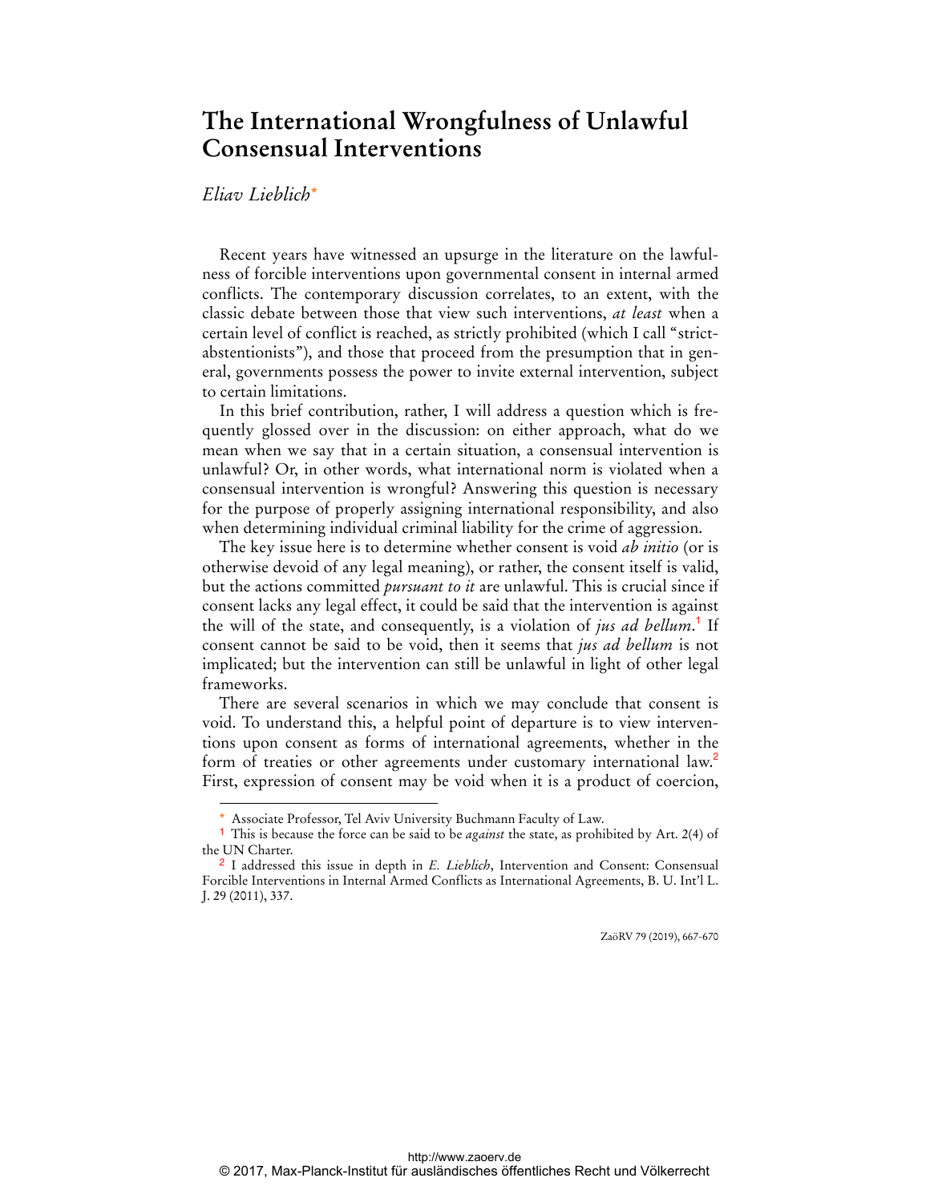# The International Wrongfulness of Unlawful Consensual Interventions

*Eliav Lieblich*[*]

Recent years have witnessed an upsurge in the literature on the lawfulness of forcible interventions upon governmental consent in internal armed conflicts. The contemporary discussion correlates, to an extent, with the classic debate between those that view such interventions, *at least* when a certain level of conflict is reached, as strictly prohibited (which I call "strict-abstentionists"), and those that proceed from the presumption that in general, governments possess the power to invite external intervention, subject to certain limitations.

In this brief contribution, rather, I will address a question which is frequently glossed over in the discussion: on either approach, what do we mean when we say that in a certain situation, a consensual intervention is unlawful? Or, in other words, what international norm is violated when a consensual intervention is wrongful? Answering this question is necessary for the purpose of properly assigning international responsibility, and also when determining individual criminal liability for the crime of aggression.

The key issue here is to determine whether consent is void *ab initio* (or is otherwise devoid of any legal meaning), or rather, the consent itself is valid, but the actions committed *pursuant to it* are unlawful. This is crucial since if consent lacks any legal effect, it could be said that the intervention is against the will of the state, and consequently, is a violation of *jus ad bellum*.[1] If consent cannot be said to be void, then it seems that *jus ad bellum* is not implicated; but the intervention can still be unlawful in light of other legal frameworks.

There are several scenarios in which we may conclude that consent is void. To understand this, a helpful point of departure is to view interventions upon consent as forms of international agreements, whether in the form of treaties or other agreements under customary international law.[2] First, expression of consent may be void when it is a product of coercion,

---

[*] Associate Professor, Tel Aviv University Buchmann Faculty of Law.

[1] This is because the force can be said to be *against* the state, as prohibited by Art. 2(4) of the UN Charter.

[2] I addressed this issue in depth in *E. Lieblich*, Intervention and Consent: Consensual Forcible Interventions in Internal Armed Conflicts as International Agreements, B. U. Int'l L. J. 29 (2011), 337.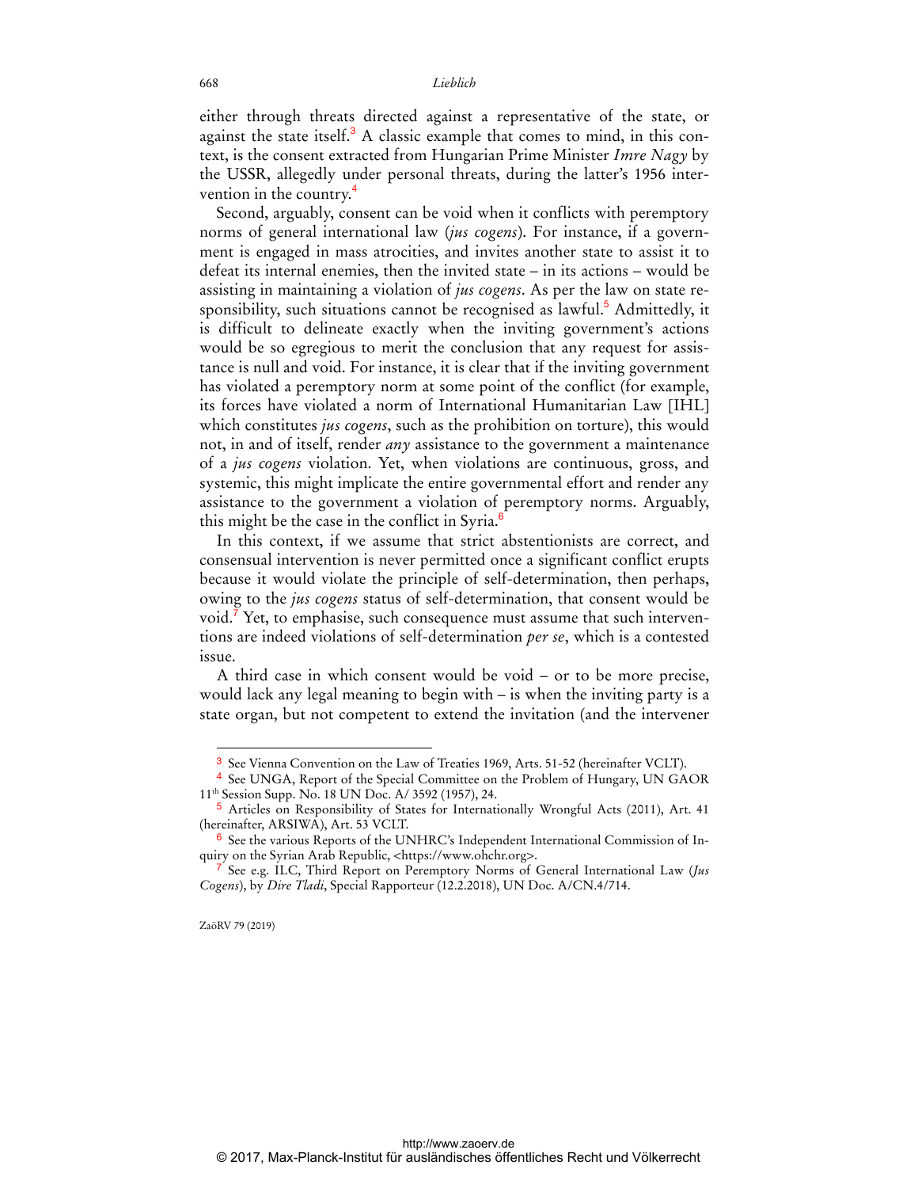either through threats directed against a representative of the state, or against the state itself.[3] A classic example that comes to mind, in this context, is the consent extracted from Hungarian Prime Minister *Imre Nagy* by the USSR, allegedly under personal threats, during the latter's 1956 intervention in the country.[4]

Second, arguably, consent can be void when it conflicts with peremptory norms of general international law (*jus cogens*). For instance, if a government is engaged in mass atrocities, and invites another state to assist it to defeat its internal enemies, then the invited state – in its actions – would be assisting in maintaining a violation of *jus cogens*. As per the law on state responsibility, such situations cannot be recognised as lawful.[5] Admittedly, it is difficult to delineate exactly when the inviting government's actions would be so egregious to merit the conclusion that any request for assistance is null and void. For instance, it is clear that if the inviting government has violated a peremptory norm at some point of the conflict (for example, its forces have violated a norm of International Humanitarian Law [IHL] which constitutes *jus cogens*, such as the prohibition on torture), this would not, in and of itself, render *any* assistance to the government a maintenance of a *jus cogens* violation. Yet, when violations are continuous, gross, and systemic, this might implicate the entire governmental effort and render any assistance to the government a violation of peremptory norms. Arguably, this might be the case in the conflict in Syria.[6]

In this context, if we assume that strict abstentionists are correct, and consensual intervention is never permitted once a significant conflict erupts because it would violate the principle of self-determination, then perhaps, owing to the *jus cogens* status of self-determination, that consent would be void.[7] Yet, to emphasise, such consequence must assume that such interventions are indeed violations of self-determination *per se*, which is a contested issue.

A third case in which consent would be void – or to be more precise, would lack any legal meaning to begin with – is when the inviting party is a state organ, but not competent to extend the invitation (and the intervener

---

[3] See Vienna Convention on the Law of Treaties 1969, Arts. 51-52 (hereinafter VCLT).

[4] See UNGA, Report of the Special Committee on the Problem of Hungary, UN GAOR 11th Session Supp. No. 18 UN Doc. A/ 3592 (1957), 24.

[5] Articles on Responsibility of States for Internationally Wrongful Acts (2011), Art. 41 (hereinafter, ARSIWA), Art. 53 VCLT.

[6] See the various Reports of the UNHRC's Independent International Commission of Inquiry on the Syrian Arab Republic, <https://www.ohchr.org>.

[7] See e.g. ILC, Third Report on Peremptory Norms of General International Law (*Jus Cogens*), by *Dire Tladi*, Special Rapporteur (12.2.2018), UN Doc. A/CN.4/714.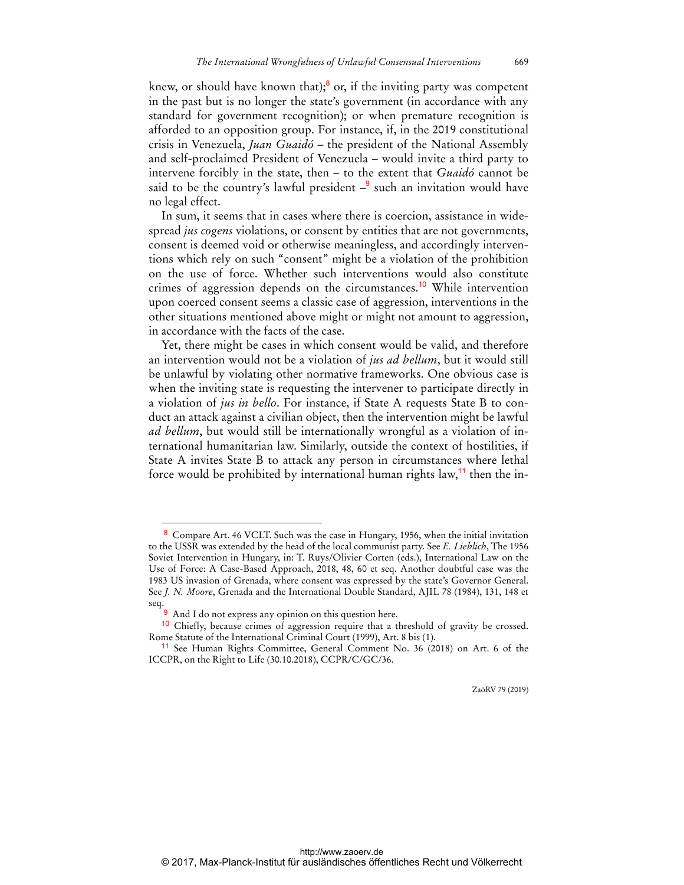knew, or should have known that);[8] or, if the inviting party was competent in the past but is no longer the state's government (in accordance with any standard for government recognition); or when premature recognition is afforded to an opposition group. For instance, if, in the 2019 constitutional crisis in Venezuela, *Juan Guaidó* – the president of the National Assembly and self-proclaimed President of Venezuela – would invite a third party to intervene forcibly in the state, then – to the extent that *Guaidó* cannot be said to be the country's lawful president –[9] such an invitation would have no legal effect.

In sum, it seems that in cases where there is coercion, assistance in widespread *jus cogens* violations, or consent by entities that are not governments, consent is deemed void or otherwise meaningless, and accordingly interventions which rely on such "consent" might be a violation of the prohibition on the use of force. Whether such interventions would also constitute crimes of aggression depends on the circumstances.[10] While intervention upon coerced consent seems a classic case of aggression, interventions in the other situations mentioned above might or might not amount to aggression, in accordance with the facts of the case.

Yet, there might be cases in which consent would be valid, and therefore an intervention would not be a violation of *jus ad bellum*, but it would still be unlawful by violating other normative frameworks. One obvious case is when the inviting state is requesting the intervener to participate directly in a violation of *jus in bello*. For instance, if State A requests State B to conduct an attack against a civilian object, then the intervention might be lawful *ad bellum*, but would still be internationally wrongful as a violation of international humanitarian law. Similarly, outside the context of hostilities, if State A invites State B to attack any person in circumstances where lethal force would be prohibited by international human rights law,[11] then the in-

---

[8] Compare Art. 46 VCLT. Such was the case in Hungary, 1956, when the initial invitation to the USSR was extended by the head of the local communist party. See *E. Lieblich*, The 1956 Soviet Intervention in Hungary, in: T. Ruys/Olivier Corten (eds.), International Law on the Use of Force: A Case-Based Approach, 2018, 48, 60 et seq. Another doubtful case was the 1983 US invasion of Grenada, where consent was expressed by the state's Governor General. See *J. N. Moore*, Grenada and the International Double Standard, AJIL 78 (1984), 131, 148 et seq.

[9] And I do not express any opinion on this question here.

[10] Chiefly, because crimes of aggression require that a threshold of gravity be crossed. Rome Statute of the International Criminal Court (1999), Art. 8 bis (1).

[11] See Human Rights Committee, General Comment No. 36 (2018) on Art. 6 of the ICCPR, on the Right to Life (30.10.2018), CCPR/C/GC/36.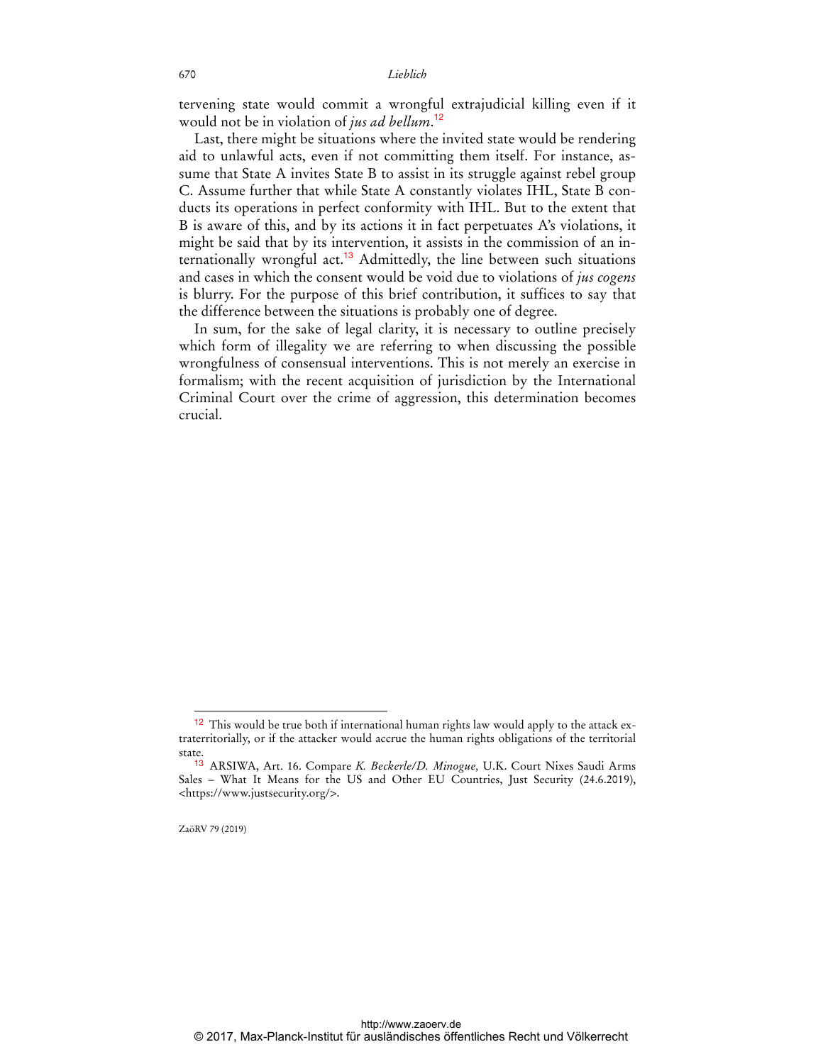tervening state would commit a wrongful extrajudicial killing even if it would not be in violation of *jus ad bellum*.[12]

Last, there might be situations where the invited state would be rendering aid to unlawful acts, even if not committing them itself. For instance, assume that State A invites State B to assist in its struggle against rebel group C. Assume further that while State A constantly violates IHL, State B conducts its operations in perfect conformity with IHL. But to the extent that B is aware of this, and by its actions it in fact perpetuates A's violations, it might be said that by its intervention, it assists in the commission of an internationally wrongful act.[13] Admittedly, the line between such situations and cases in which the consent would be void due to violations of *jus cogens* is blurry. For the purpose of this brief contribution, it suffices to say that the difference between the situations is probably one of degree.

In sum, for the sake of legal clarity, it is necessary to outline precisely which form of illegality we are referring to when discussing the possible wrongfulness of consensual interventions. This is not merely an exercise in formalism; with the recent acquisition of jurisdiction by the International Criminal Court over the crime of aggression, this determination becomes crucial.

---

[12] This would be true both if international human rights law would apply to the attack extraterritorially, or if the attacker would accrue the human rights obligations of the territorial state.

[13] ARSIWA, Art. 16. Compare *K. Beckerle/D. Minogue,* U.K. Court Nixes Saudi Arms Sales – What It Means for the US and Other EU Countries, Just Security (24.6.2019), <https://www.justsecurity.org/>.